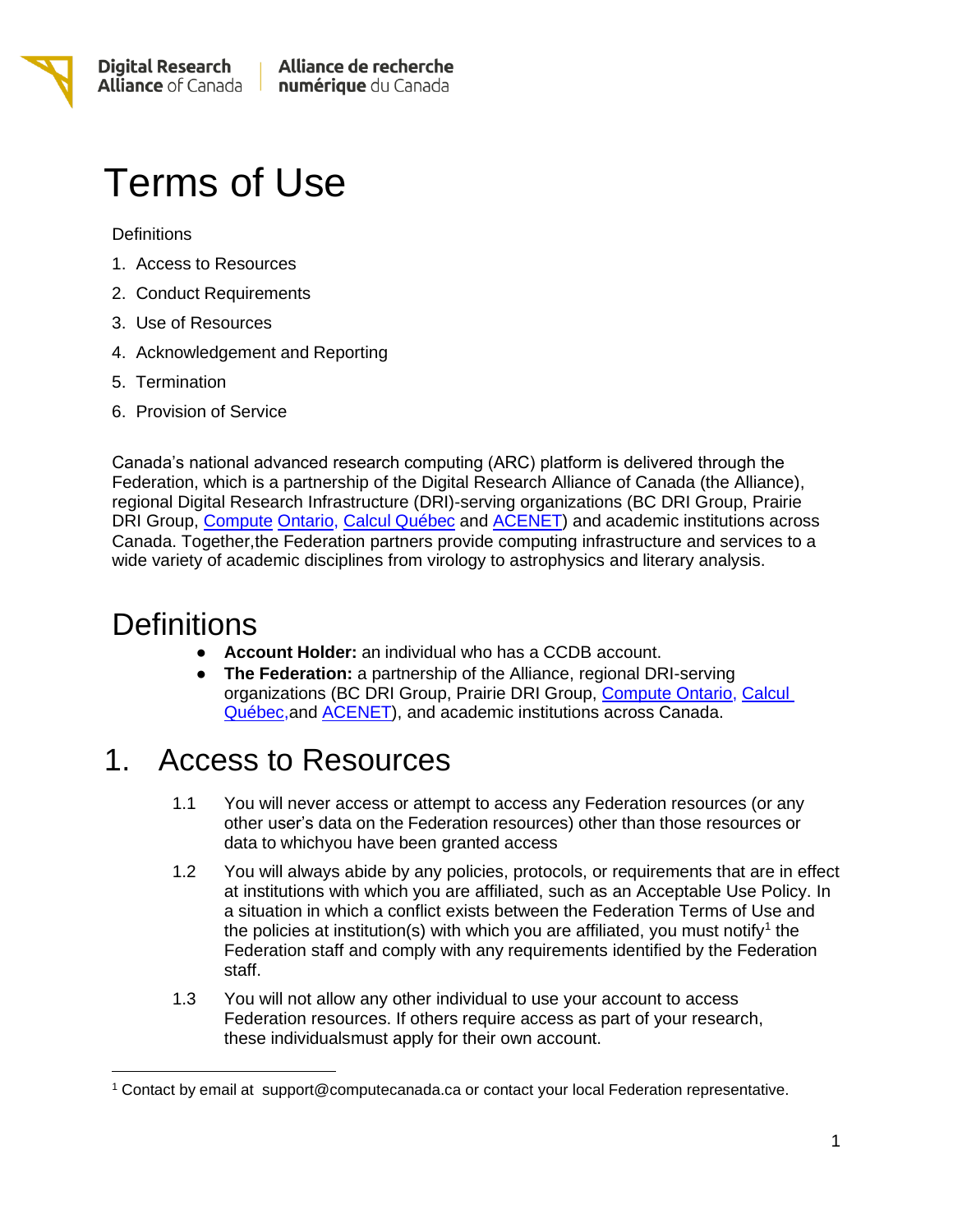Digital Research Alliance of Canada | Alliance de recherche numérique du Canada

# Terms of Use

Definitions

1. Access to Resources
2. Conduct Requirements
3. Use of Resources
4. Acknowledgement and Reporting
5. Termination
6. Provision of Service

Canada's national advanced research computing (ARC) platform is delivered through the Federation, which is a partnership of the Digital Research Alliance of Canada (the Alliance), regional Digital Research Infrastructure (DRI)-serving organizations (BC DRI Group, Prairie DRI Group, Compute Ontario, Calcul Québec and ACENET) and academic institutions across Canada. Together,the Federation partners provide computing infrastructure and services to a wide variety of academic disciplines from virology to astrophysics and literary analysis.

## Definitions

- **Account Holder:** an individual who has a CCDB account.
- **The Federation:** a partnership of the Alliance, regional DRI-serving organizations (BC DRI Group, Prairie DRI Group, Compute Ontario, Calcul Québec,and ACENET), and academic institutions across Canada.

## 1. Access to Resources

1.1 You will never access or attempt to access any Federation resources (or any other user's data on the Federation resources) other than those resources or data to whichyou have been granted access

1.2 You will always abide by any policies, protocols, or requirements that are in effect at institutions with which you are affiliated, such as an Acceptable Use Policy. In a situation in which a conflict exists between the Federation Terms of Use and the policies at institution(s) with which you are affiliated, you must notify[1] the Federation staff and comply with any requirements identified by the Federation staff.

1.3 You will not allow any other individual to use your account to access Federation resources. If others require access as part of your research, these individualsmust apply for their own account.

[1] Contact by email at support@computecanada.ca or contact your local Federation representative.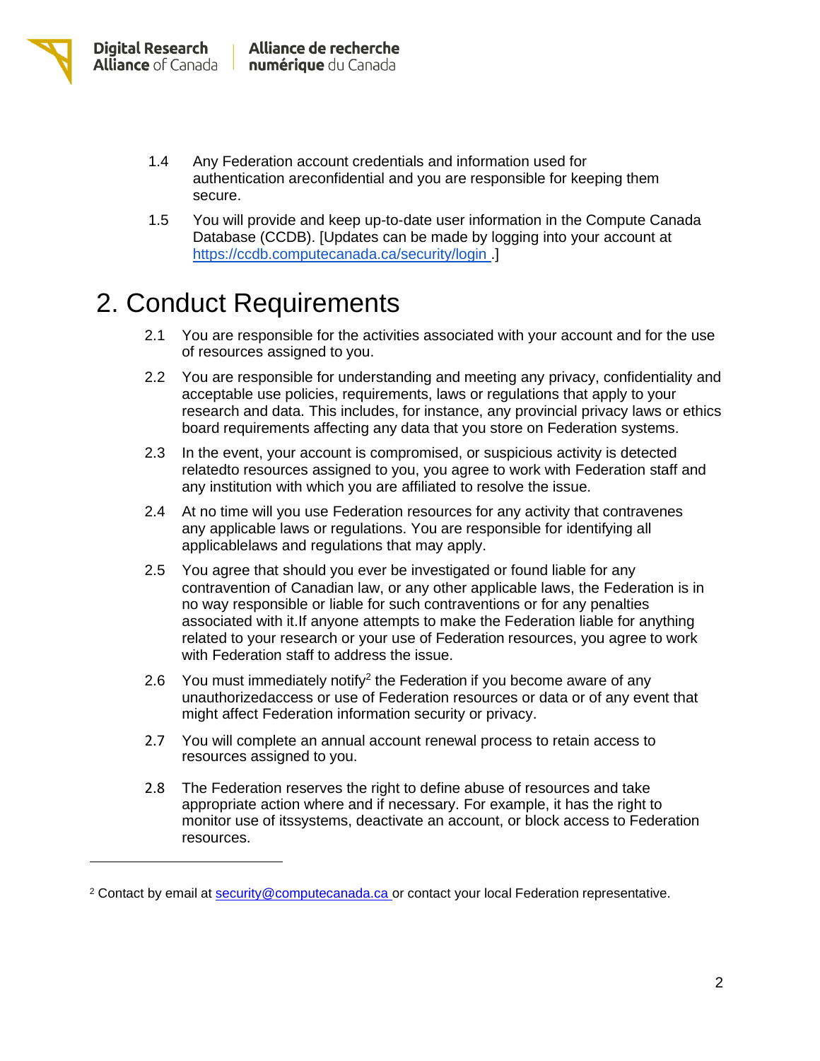1.4 Any Federation account credentials and information used for authentication areconfidential and you are responsible for keeping them secure.

1.5 You will provide and keep up-to-date user information in the Compute Canada Database (CCDB). [Updates can be made by logging into your account at https://ccdb.computecanada.ca/security/login .]

# 2. Conduct Requirements

2.1 You are responsible for the activities associated with your account and for the use of resources assigned to you.

2.2 You are responsible for understanding and meeting any privacy, confidentiality and acceptable use policies, requirements, laws or regulations that apply to your research and data. This includes, for instance, any provincial privacy laws or ethics board requirements affecting any data that you store on Federation systems.

2.3 In the event, your account is compromised, or suspicious activity is detected relatedto resources assigned to you, you agree to work with Federation staff and any institution with which you are affiliated to resolve the issue.

2.4 At no time will you use Federation resources for any activity that contravenes any applicable laws or regulations. You are responsible for identifying all applicablelaws and regulations that may apply.

2.5 You agree that should you ever be investigated or found liable for any contravention of Canadian law, or any other applicable laws, the Federation is in no way responsible or liable for such contraventions or for any penalties associated with it.If anyone attempts to make the Federation liable for anything related to your research or your use of Federation resources, you agree to work with Federation staff to address the issue.

2.6 You must immediately notify[2] the Federation if you become aware of any unauthorizedaccess or use of Federation resources or data or of any event that might affect Federation information security or privacy.

2.7 You will complete an annual account renewal process to retain access to resources assigned to you.

2.8 The Federation reserves the right to define abuse of resources and take appropriate action where and if necessary. For example, it has the right to monitor use of itssystems, deactivate an account, or block access to Federation resources.

---

[2] Contact by email at security@computecanada.ca or contact your local Federation representative.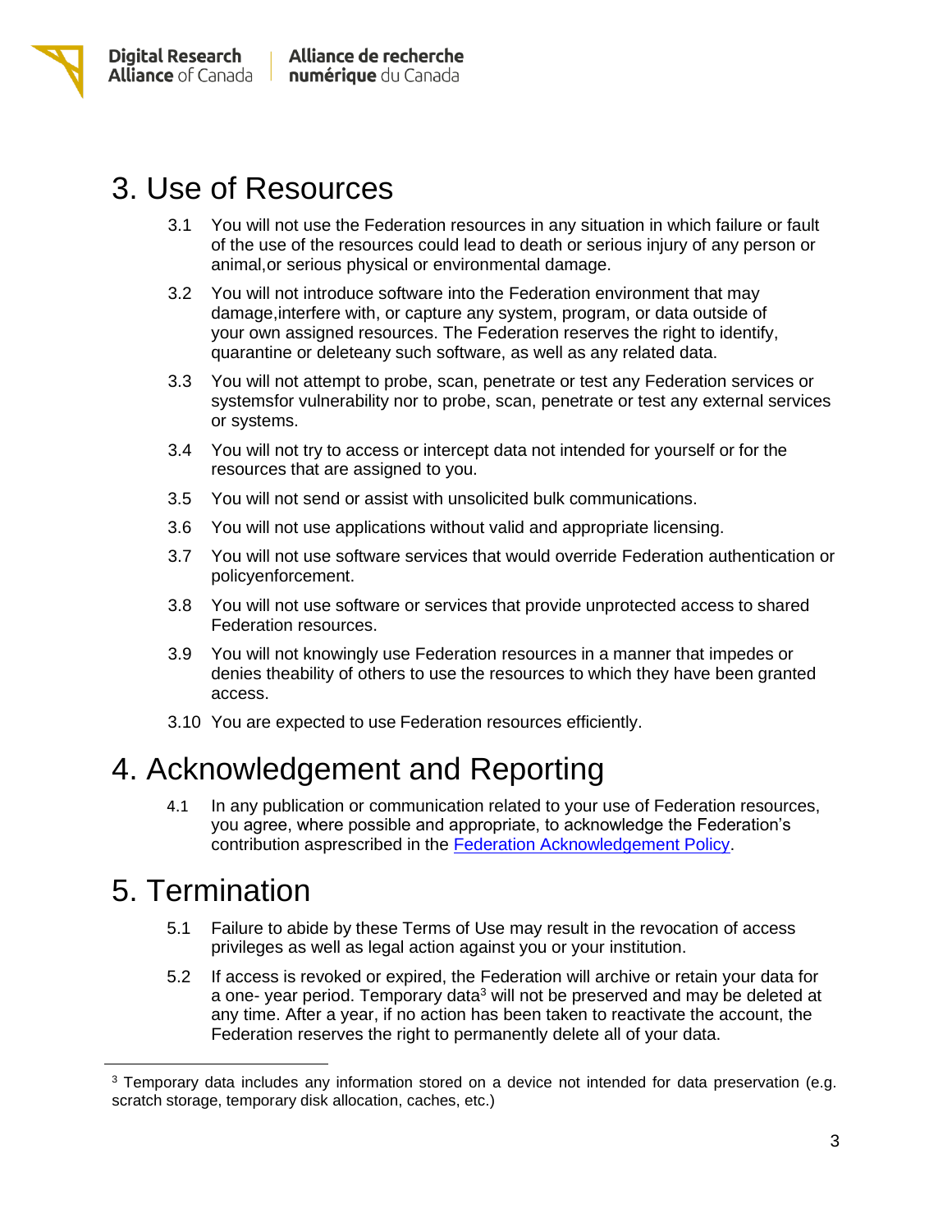# 3. Use of Resources

3.1 You will not use the Federation resources in any situation in which failure or fault of the use of the resources could lead to death or serious injury of any person or animal,or serious physical or environmental damage.

3.2 You will not introduce software into the Federation environment that may damage,interfere with, or capture any system, program, or data outside of your own assigned resources. The Federation reserves the right to identify, quarantine or deleteany such software, as well as any related data.

3.3 You will not attempt to probe, scan, penetrate or test any Federation services or systemsfor vulnerability nor to probe, scan, penetrate or test any external services or systems.

3.4 You will not try to access or intercept data not intended for yourself or for the resources that are assigned to you.

3.5 You will not send or assist with unsolicited bulk communications.

3.6 You will not use applications without valid and appropriate licensing.

3.7 You will not use software services that would override Federation authentication or policyenforcement.

3.8 You will not use software or services that provide unprotected access to shared Federation resources.

3.9 You will not knowingly use Federation resources in a manner that impedes or denies theability of others to use the resources to which they have been granted access.

3.10 You are expected to use Federation resources efficiently.

# 4. Acknowledgement and Reporting

4.1 In any publication or communication related to your use of Federation resources, you agree, where possible and appropriate, to acknowledge the Federation's contribution asprescribed in the Federation Acknowledgement Policy.

# 5. Termination

5.1 Failure to abide by these Terms of Use may result in the revocation of access privileges as well as legal action against you or your institution.

5.2 If access is revoked or expired, the Federation will archive or retain your data for a one- year period. Temporary data[3] will not be preserved and may be deleted at any time. After a year, if no action has been taken to reactivate the account, the Federation reserves the right to permanently delete all of your data.

[3] Temporary data includes any information stored on a device not intended for data preservation (e.g. scratch storage, temporary disk allocation, caches, etc.)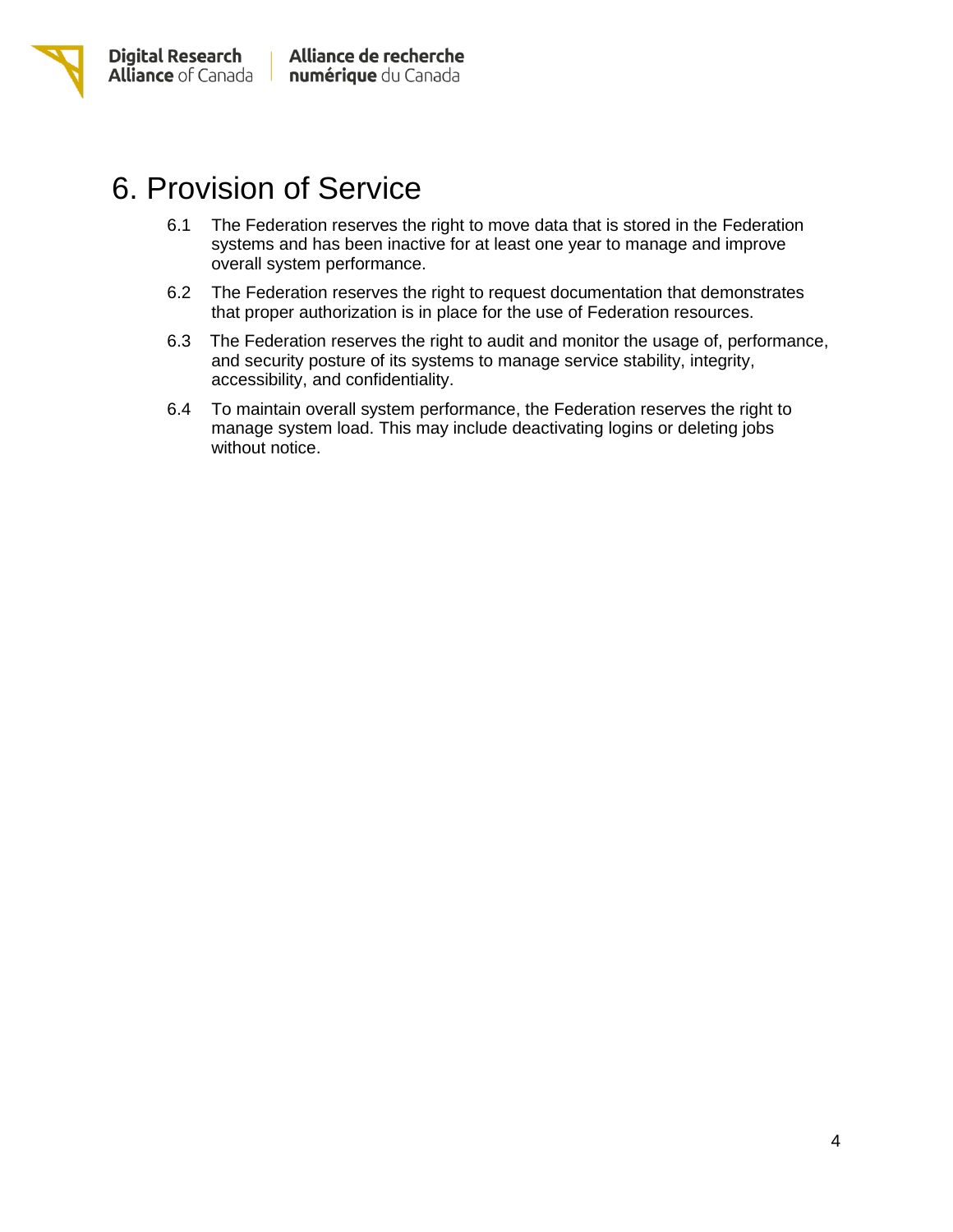# 6. Provision of Service

6.1 The Federation reserves the right to move data that is stored in the Federation systems and has been inactive for at least one year to manage and improve overall system performance.

6.2 The Federation reserves the right to request documentation that demonstrates that proper authorization is in place for the use of Federation resources.

6.3 The Federation reserves the right to audit and monitor the usage of, performance, and security posture of its systems to manage service stability, integrity, accessibility, and confidentiality.

6.4 To maintain overall system performance, the Federation reserves the right to manage system load. This may include deactivating logins or deleting jobs without notice.